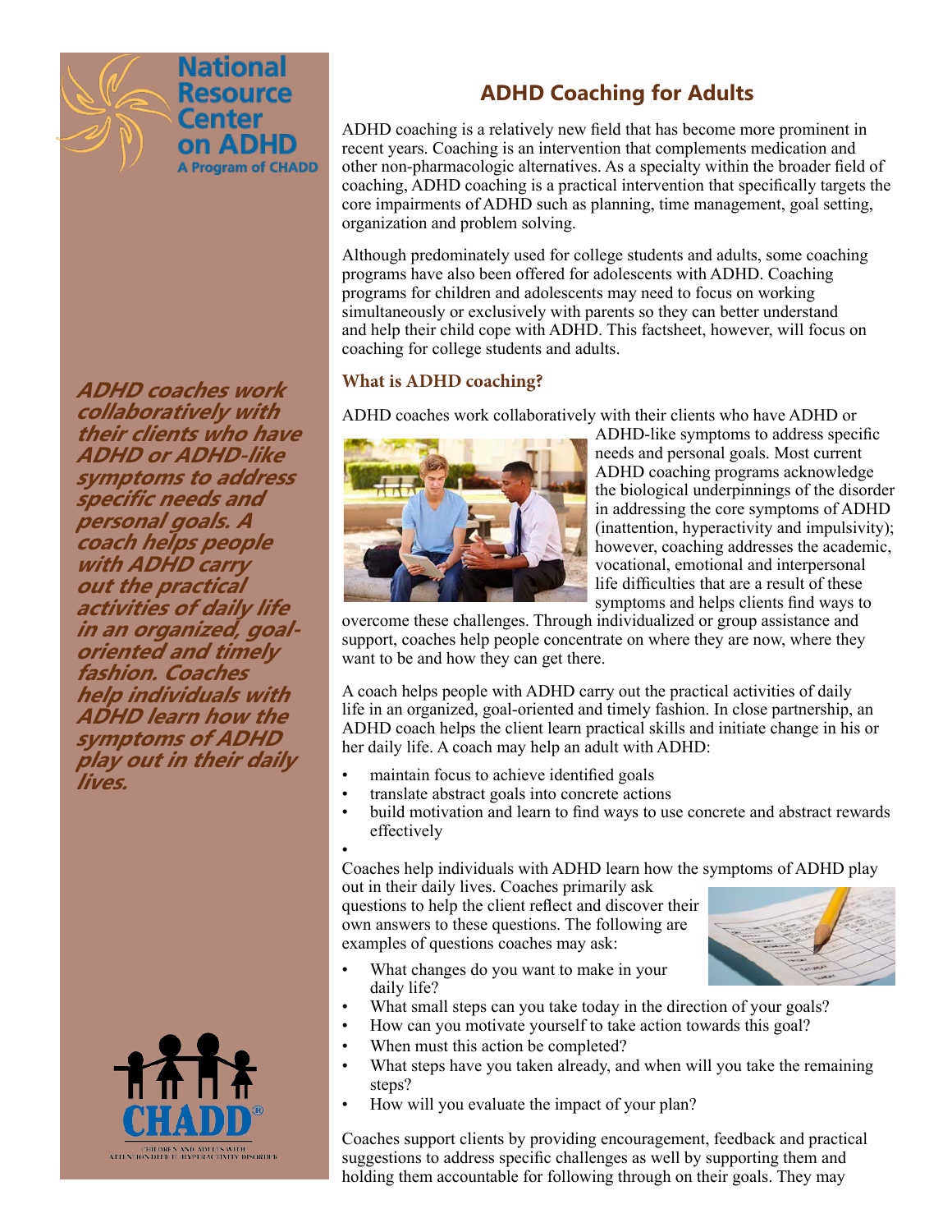National Resource Center on ADHD
A Program of CHADD

# ADHD Coaching for Adults

ADHD coaching is a relatively new field that has become more prominent in recent years. Coaching is an intervention that complements medication and other non-pharmacologic alternatives. As a specialty within the broader field of coaching, ADHD coaching is a practical intervention that specifically targets the core impairments of ADHD such as planning, time management, goal setting, organization and problem solving.

Although predominately used for college students and adults, some coaching programs have also been offered for adolescents with ADHD. Coaching programs for children and adolescents may need to focus on working simultaneously or exclusively with parents so they can better understand and help their child cope with ADHD. This factsheet, however, will focus on coaching for college students and adults.

*ADHD coaches work collaboratively with their clients who have ADHD or ADHD-like symptoms to address specific needs and personal goals. A coach helps people with ADHD carry out the practical activities of daily life in an organized, goal-oriented and timely fashion. Coaches help individuals with ADHD learn how the symptoms of ADHD play out in their daily lives.*

## What is ADHD coaching?

ADHD coaches work collaboratively with their clients who have ADHD or ADHD-like symptoms to address specific needs and personal goals. Most current ADHD coaching programs acknowledge the biological underpinnings of the disorder in addressing the core symptoms of ADHD (inattention, hyperactivity and impulsivity); however, coaching addresses the academic, vocational, emotional and interpersonal life difficulties that are a result of these symptoms and helps clients find ways to overcome these challenges. Through individualized or group assistance and support, coaches help people concentrate on where they are now, where they want to be and how they can get there.

A coach helps people with ADHD carry out the practical activities of daily life in an organized, goal-oriented and timely fashion. In close partnership, an ADHD coach helps the client learn practical skills and initiate change in his or her daily life. A coach may help an adult with ADHD:

- maintain focus to achieve identified goals
- translate abstract goals into concrete actions
- build motivation and learn to find ways to use concrete and abstract rewards effectively
- 

Coaches help individuals with ADHD learn how the symptoms of ADHD play out in their daily lives. Coaches primarily ask questions to help the client reflect and discover their own answers to these questions. The following are examples of questions coaches may ask:

- What changes do you want to make in your daily life?
- What small steps can you take today in the direction of your goals?
- How can you motivate yourself to take action towards this goal?
- When must this action be completed?
- What steps have you taken already, and when will you take the remaining steps?
- How will you evaluate the impact of your plan?

Coaches support clients by providing encouragement, feedback and practical suggestions to address specific challenges as well by supporting them and holding them accountable for following through on their goals. They may

CHADD®
CHILDREN AND ADULTS WITH ATTENTION-DEFICIT/HYPERACTIVITY DISORDER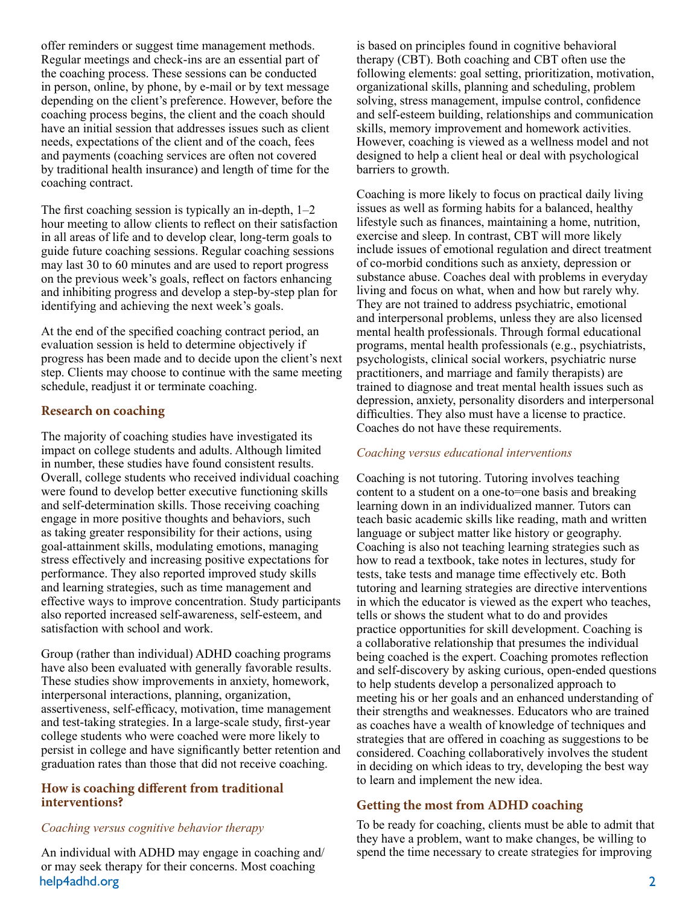offer reminders or suggest time management methods. Regular meetings and check-ins are an essential part of the coaching process. These sessions can be conducted in person, online, by phone, by e-mail or by text message depending on the client's preference. However, before the coaching process begins, the client and the coach should have an initial session that addresses issues such as client needs, expectations of the client and of the coach, fees and payments (coaching services are often not covered by traditional health insurance) and length of time for the coaching contract.

The first coaching session is typically an in-depth, 1–2 hour meeting to allow clients to reflect on their satisfaction in all areas of life and to develop clear, long-term goals to guide future coaching sessions. Regular coaching sessions may last 30 to 60 minutes and are used to report progress on the previous week's goals, reflect on factors enhancing and inhibiting progress and develop a step-by-step plan for identifying and achieving the next week's goals.

At the end of the specified coaching contract period, an evaluation session is held to determine objectively if progress has been made and to decide upon the client's next step. Clients may choose to continue with the same meeting schedule, readjust it or terminate coaching.

## Research on coaching

The majority of coaching studies have investigated its impact on college students and adults. Although limited in number, these studies have found consistent results. Overall, college students who received individual coaching were found to develop better executive functioning skills and self-determination skills. Those receiving coaching engage in more positive thoughts and behaviors, such as taking greater responsibility for their actions, using goal-attainment skills, modulating emotions, managing stress effectively and increasing positive expectations for performance. They also reported improved study skills and learning strategies, such as time management and effective ways to improve concentration. Study participants also reported increased self-awareness, self-esteem, and satisfaction with school and work.

Group (rather than individual) ADHD coaching programs have also been evaluated with generally favorable results. These studies show improvements in anxiety, homework, interpersonal interactions, planning, organization, assertiveness, self-efficacy, motivation, time management and test-taking strategies. In a large-scale study, first-year college students who were coached were more likely to persist in college and have significantly better retention and graduation rates than those that did not receive coaching.

## How is coaching different from traditional interventions?

*Coaching versus cognitive behavior therapy*

An individual with ADHD may engage in coaching and/or may seek therapy for their concerns. Most coaching is based on principles found in cognitive behavioral therapy (CBT). Both coaching and CBT often use the following elements: goal setting, prioritization, motivation, organizational skills, planning and scheduling, problem solving, stress management, impulse control, confidence and self-esteem building, relationships and communication skills, memory improvement and homework activities. However, coaching is viewed as a wellness model and not designed to help a client heal or deal with psychological barriers to growth.

Coaching is more likely to focus on practical daily living issues as well as forming habits for a balanced, healthy lifestyle such as finances, maintaining a home, nutrition, exercise and sleep. In contrast, CBT will more likely include issues of emotional regulation and direct treatment of co-morbid conditions such as anxiety, depression or substance abuse. Coaches deal with problems in everyday living and focus on what, when and how but rarely why. They are not trained to address psychiatric, emotional and interpersonal problems, unless they are also licensed mental health professionals. Through formal educational programs, mental health professionals (e.g., psychiatrists, psychologists, clinical social workers, psychiatric nurse practitioners, and marriage and family therapists) are trained to diagnose and treat mental health issues such as depression, anxiety, personality disorders and interpersonal difficulties. They also must have a license to practice. Coaches do not have these requirements.

*Coaching versus educational interventions*

Coaching is not tutoring. Tutoring involves teaching content to a student on a one-to=one basis and breaking learning down in an individualized manner. Tutors can teach basic academic skills like reading, math and written language or subject matter like history or geography. Coaching is also not teaching learning strategies such as how to read a textbook, take notes in lectures, study for tests, take tests and manage time effectively etc. Both tutoring and learning strategies are directive interventions in which the educator is viewed as the expert who teaches, tells or shows the student what to do and provides practice opportunities for skill development. Coaching is a collaborative relationship that presumes the individual being coached is the expert. Coaching promotes reflection and self-discovery by asking curious, open-ended questions to help students develop a personalized approach to meeting his or her goals and an enhanced understanding of their strengths and weaknesses. Educators who are trained as coaches have a wealth of knowledge of techniques and strategies that are offered in coaching as suggestions to be considered. Coaching collaboratively involves the student in deciding on which ideas to try, developing the best way to learn and implement the new idea.

## Getting the most from ADHD coaching

To be ready for coaching, clients must be able to admit that they have a problem, want to make changes, be willing to spend the time necessary to create strategies for improving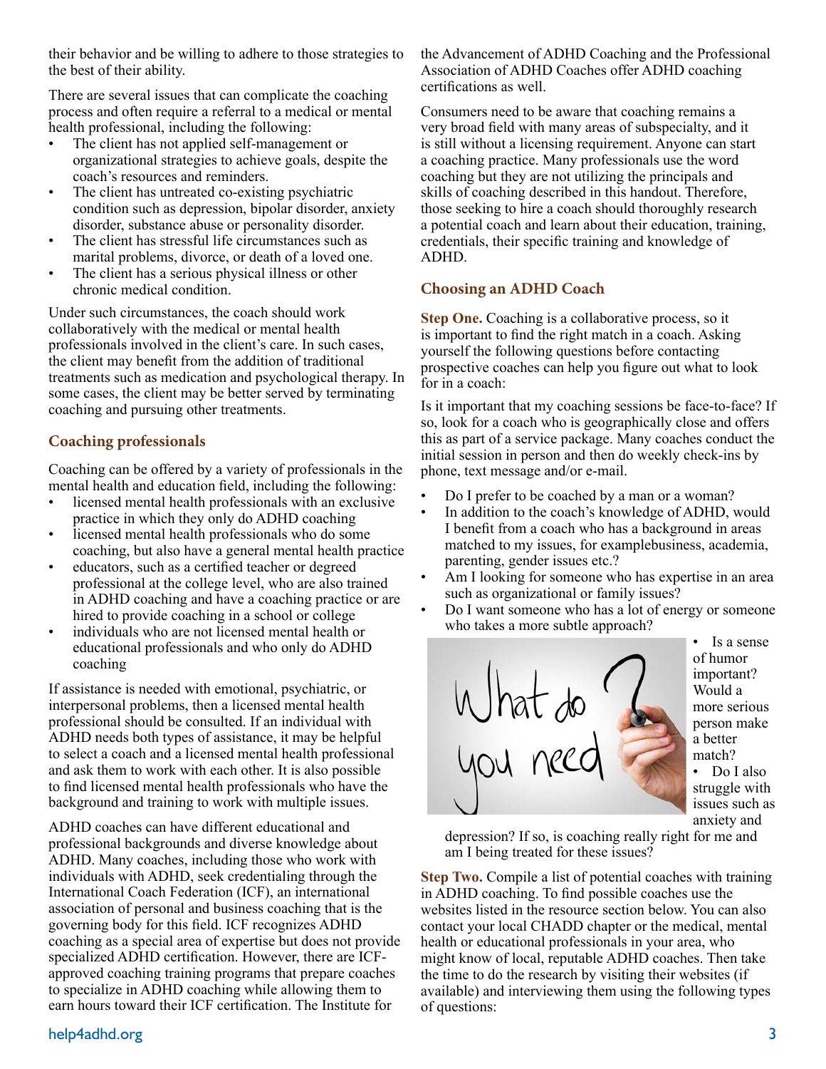their behavior and be willing to adhere to those strategies to the best of their ability.

There are several issues that can complicate the coaching process and often require a referral to a medical or mental health professional, including the following:

- The client has not applied self-management or organizational strategies to achieve goals, despite the coach's resources and reminders.
- The client has untreated co-existing psychiatric condition such as depression, bipolar disorder, anxiety disorder, substance abuse or personality disorder.
- The client has stressful life circumstances such as marital problems, divorce, or death of a loved one.
- The client has a serious physical illness or other chronic medical condition.

Under such circumstances, the coach should work collaboratively with the medical or mental health professionals involved in the client's care. In such cases, the client may benefit from the addition of traditional treatments such as medication and psychological therapy. In some cases, the client may be better served by terminating coaching and pursuing other treatments.

### Coaching professionals

Coaching can be offered by a variety of professionals in the mental health and education field, including the following:

- licensed mental health professionals with an exclusive practice in which they only do ADHD coaching
- licensed mental health professionals who do some coaching, but also have a general mental health practice
- educators, such as a certified teacher or degreed professional at the college level, who are also trained in ADHD coaching and have a coaching practice or are hired to provide coaching in a school or college
- individuals who are not licensed mental health or educational professionals and who only do ADHD coaching

If assistance is needed with emotional, psychiatric, or interpersonal problems, then a licensed mental health professional should be consulted. If an individual with ADHD needs both types of assistance, it may be helpful to select a coach and a licensed mental health professional and ask them to work with each other. It is also possible to find licensed mental health professionals who have the background and training to work with multiple issues.

ADHD coaches can have different educational and professional backgrounds and diverse knowledge about ADHD. Many coaches, including those who work with individuals with ADHD, seek credentialing through the International Coach Federation (ICF), an international association of personal and business coaching that is the governing body for this field. ICF recognizes ADHD coaching as a special area of expertise but does not provide specialized ADHD certification. However, there are ICF-approved coaching training programs that prepare coaches to specialize in ADHD coaching while allowing them to earn hours toward their ICF certification. The Institute for the Advancement of ADHD Coaching and the Professional Association of ADHD Coaches offer ADHD coaching certifications as well.

Consumers need to be aware that coaching remains a very broad field with many areas of subspecialty, and it is still without a licensing requirement. Anyone can start a coaching practice. Many professionals use the word coaching but they are not utilizing the principals and skills of coaching described in this handout. Therefore, those seeking to hire a coach should thoroughly research a potential coach and learn about their education, training, credentials, their specific training and knowledge of ADHD.

### Choosing an ADHD Coach

**Step One.** Coaching is a collaborative process, so it is important to find the right match in a coach. Asking yourself the following questions before contacting prospective coaches can help you figure out what to look for in a coach:

Is it important that my coaching sessions be face-to-face? If so, look for a coach who is geographically close and offers this as part of a service package. Many coaches conduct the initial session in person and then do weekly check-ins by phone, text message and/or e-mail.

- Do I prefer to be coached by a man or a woman?
- In addition to the coach's knowledge of ADHD, would I benefit from a coach who has a background in areas matched to my issues, for examplebusiness, academia, parenting, gender issues etc.?
- Am I looking for someone who has expertise in an area such as organizational or family issues?
- Do I want someone who has a lot of energy or someone who takes a more subtle approach?
- Is a sense of humor important? Would a more serious person make a better match?
- Do I also struggle with issues such as anxiety and depression? If so, is coaching really right for me and am I being treated for these issues?

**Step Two.** Compile a list of potential coaches with training in ADHD coaching. To find possible coaches use the websites listed in the resource section below. You can also contact your local CHADD chapter or the medical, mental health or educational professionals in your area, who might know of local, reputable ADHD coaches. Then take the time to do the research by visiting their websites (if available) and interviewing them using the following types of questions: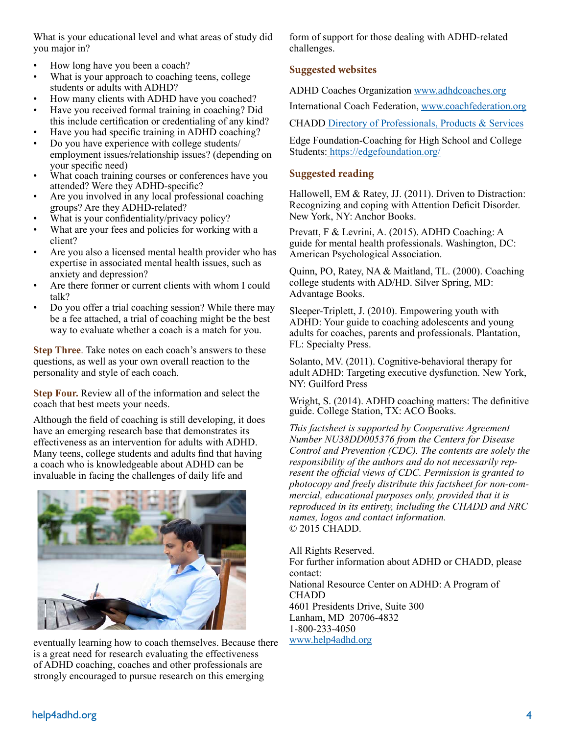What is your educational level and what areas of study did you major in?

- How long have you been a coach?
- What is your approach to coaching teens, college students or adults with ADHD?
- How many clients with ADHD have you coached?
- Have you received formal training in coaching? Did this include certification or credentialing of any kind?
- Have you had specific training in ADHD coaching?
- Do you have experience with college students/ employment issues/relationship issues? (depending on your specific need)
- What coach training courses or conferences have you attended? Were they ADHD-specific?
- Are you involved in any local professional coaching groups? Are they ADHD-related?
- What is your confidentiality/privacy policy?
- What are your fees and policies for working with a client?
- Are you also a licensed mental health provider who has expertise in associated mental health issues, such as anxiety and depression?
- Are there former or current clients with whom I could talk?
- Do you offer a trial coaching session? While there may be a fee attached, a trial of coaching might be the best way to evaluate whether a coach is a match for you.

**Step Three**. Take notes on each coach's answers to these questions, as well as your own overall reaction to the personality and style of each coach.

**Step Four.** Review all of the information and select the coach that best meets your needs.

Although the field of coaching is still developing, it does have an emerging research base that demonstrates its effectiveness as an intervention for adults with ADHD. Many teens, college students and adults find that having a coach who is knowledgeable about ADHD can be invaluable in facing the challenges of daily life and eventually learning how to coach themselves. Because there is a great need for research evaluating the effectiveness of ADHD coaching, coaches and other professionals are strongly encouraged to pursue research on this emerging form of support for those dealing with ADHD-related challenges.

## Suggested websites

ADHD Coaches Organization www.adhdcoaches.org

International Coach Federation, www.coachfederation.org

CHADD Directory of Professionals, Products & Services

Edge Foundation-Coaching for High School and College Students: https://edgefoundation.org/

## Suggested reading

Hallowell, EM & Ratey, JJ. (2011). Driven to Distraction: Recognizing and coping with Attention Deficit Disorder. New York, NY: Anchor Books.

Prevatt, F & Levrini, A. (2015). ADHD Coaching: A guide for mental health professionals. Washington, DC: American Psychological Association.

Quinn, PO, Ratey, NA & Maitland, TL. (2000). Coaching college students with AD/HD. Silver Spring, MD: Advantage Books.

Sleeper-Triplett, J. (2010). Empowering youth with ADHD: Your guide to coaching adolescents and young adults for coaches, parents and professionals. Plantation, FL: Specialty Press.

Solanto, MV. (2011). Cognitive-behavioral therapy for adult ADHD: Targeting executive dysfunction. New York, NY: Guilford Press

Wright, S. (2014). ADHD coaching matters: The definitive guide. College Station, TX: ACO Books.

*This factsheet is supported by Cooperative Agreement Number NU38DD005376 from the Centers for Disease Control and Prevention (CDC). The contents are solely the responsibility of the authors and do not necessarily represent the official views of CDC. Permission is granted to photocopy and freely distribute this factsheet for non-commercial, educational purposes only, provided that it is reproduced in its entirety, including the CHADD and NRC names, logos and contact information.*
© 2015 CHADD.

All Rights Reserved.
For further information about ADHD or CHADD, please contact:
National Resource Center on ADHD: A Program of CHADD
4601 Presidents Drive, Suite 300
Lanham, MD 20706-4832
1-800-233-4050
www.help4adhd.org